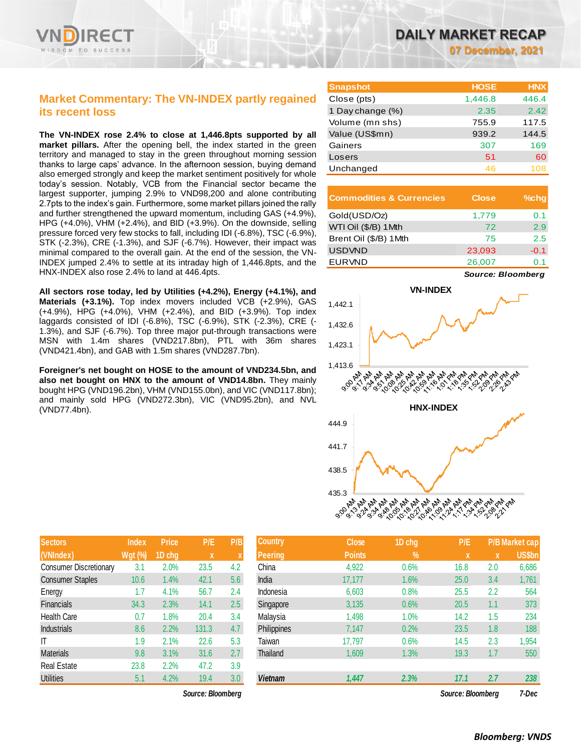# DAILY MARKET RECAP

**07 December, 2021**

## Market Commentary: The VN-INDEX partly regained its recent loss

**The VN-INDEX rose 2.4% to close at 1,446.8pts supported by all market pillars.** After the opening bell, the index started in the green territory and managed to stay in the green throughout morning session thanks to large caps' advance. In the afternoon session, buying demand also emerged strongly and keep the market sentiment positively for whole today's session. Notably, VCB from the Financial sector became the largest supporter, jumping 2.9% to VND98,200 and alone contributing 2.7pts to the index's gain. Furthermore, some market pillars joined the rally and further strengthened the upward momentum, including GAS (+4.9%), HPG (+4.0%), VHM (+2.4%), and BID (+3.9%). On the downside, selling pressure forced very few stocks to fall, including IDI (-6.8%), TSC (-6.9%), STK (-2.3%), CRE (-1.3%), and SJF (-6.7%). However, their impact was minimal compared to the overall gain. At the end of the session, the VN-INDEX jumped 2.4% to settle at its intraday high of 1,446.8pts, and the HNX-INDEX also rose 2.4% to land at 446.4pts.

**All sectors rose today, led by Utilities (+4.2%), Energy (+4.1%), and Materials (+3.1%).** Top index movers included VCB (+2.9%), GAS (+4.9%), HPG (+4.0%), VHM (+2.4%), and BID (+3.9%). Top index laggards consisted of IDI (-6.8%), TSC (-6.9%), STK (-2.3%), CRE (-1.3%), and SJF (-6.7%). Top three major put-through transactions were MSN with 1.4m shares (VND217.8bn), PTL with 36m shares (VND421.4bn), and GAB with 1.5m shares (VND287.7bn).

**Foreigner's net bought on HOSE to the amount of VND234.5bn, and also net bought on HNX to the amount of VND14.8bn.** They mainly bought HPG (VND196.2bn), VHM (VND155.0bn), and VIC (VND117.8bn); and mainly sold HPG (VND272.3bn), VIC (VND95.2bn), and NVL (VND77.4bn).

| Snapshot | HOSE | HNX |
|---|---|---|
| Close (pts) | 1,446.8 | 446.4 |
| 1 Day change (%) | 2.35 | 2.42 |
| Volume (mn shs) | 755.9 | 117.5 |
| Value (US$mn) | 939.2 | 144.5 |
| Gainers | 307 | 169 |
| Losers | 51 | 60 |
| Unchanged | 46 | 108 |

| Commodities & Currencies | Close | %chg |
|---|---|---|
| Gold(USD/Oz) | 1,779 | 0.1 |
| WTI Oil ($/B) 1Mth | 72 | 2.9 |
| Brent Oil ($/B) 1Mth | 75 | 2.5 |
| USDVND | 23,093 | -0.1 |
| EURVND | 26,007 | 0.1 |

*Source: Bloomberg*

| Sectors (VNIndex) | Index Wgt (%) | Price 1D chg | P/E x | P/B x |
|---|---|---|---|---|
| Consumer Discretionary | 3.1 | 2.0% | 23.5 | 4.2 |
| Consumer Staples | 10.6 | 1.4% | 42.1 | 5.6 |
| Energy | 1.7 | 4.1% | 56.7 | 2.4 |
| Financials | 34.3 | 2.3% | 14.1 | 2.5 |
| Health Care | 0.7 | 1.8% | 20.4 | 3.4 |
| Industrials | 8.6 | 2.2% | 131.3 | 4.7 |
| IT | 1.9 | 2.1% | 22.6 | 5.3 |
| Materials | 9.8 | 3.1% | 31.6 | 2.7 |
| Real Estate | 23.8 | 2.2% | 47.2 | 3.9 |
| Utilities | 5.1 | 4.2% | 19.4 | 3.0 |

*Source: Bloomberg*

| Country Peering | Close Points | 1D chg % | P/E x | P/B x | Market cap US$bn |
|---|---|---|---|---|---|
| China | 4,922 | 0.6% | 16.8 | 2.0 | 6,686 |
| India | 17,177 | 1.6% | 25.0 | 3.4 | 1,761 |
| Indonesia | 6,603 | 0.8% | 25.5 | 2.2 | 564 |
| Singapore | 3,135 | 0.6% | 20.5 | 1.1 | 373 |
| Malaysia | 1,498 | 1.0% | 14.2 | 1.5 | 234 |
| Philippines | 7,147 | 0.2% | 23.5 | 1.8 | 188 |
| Taiwan | 17,797 | 0.6% | 14.5 | 2.3 | 1,954 |
| Thailand | 1,609 | 1.3% | 19.3 | 1.7 | 550 |
| ***Vietnam*** | ***1,447*** | ***2.3%*** | ***17.1*** | ***2.7*** | ***238*** |

*Source: Bloomberg* *7-Dec*

***Bloomberg: VNDS***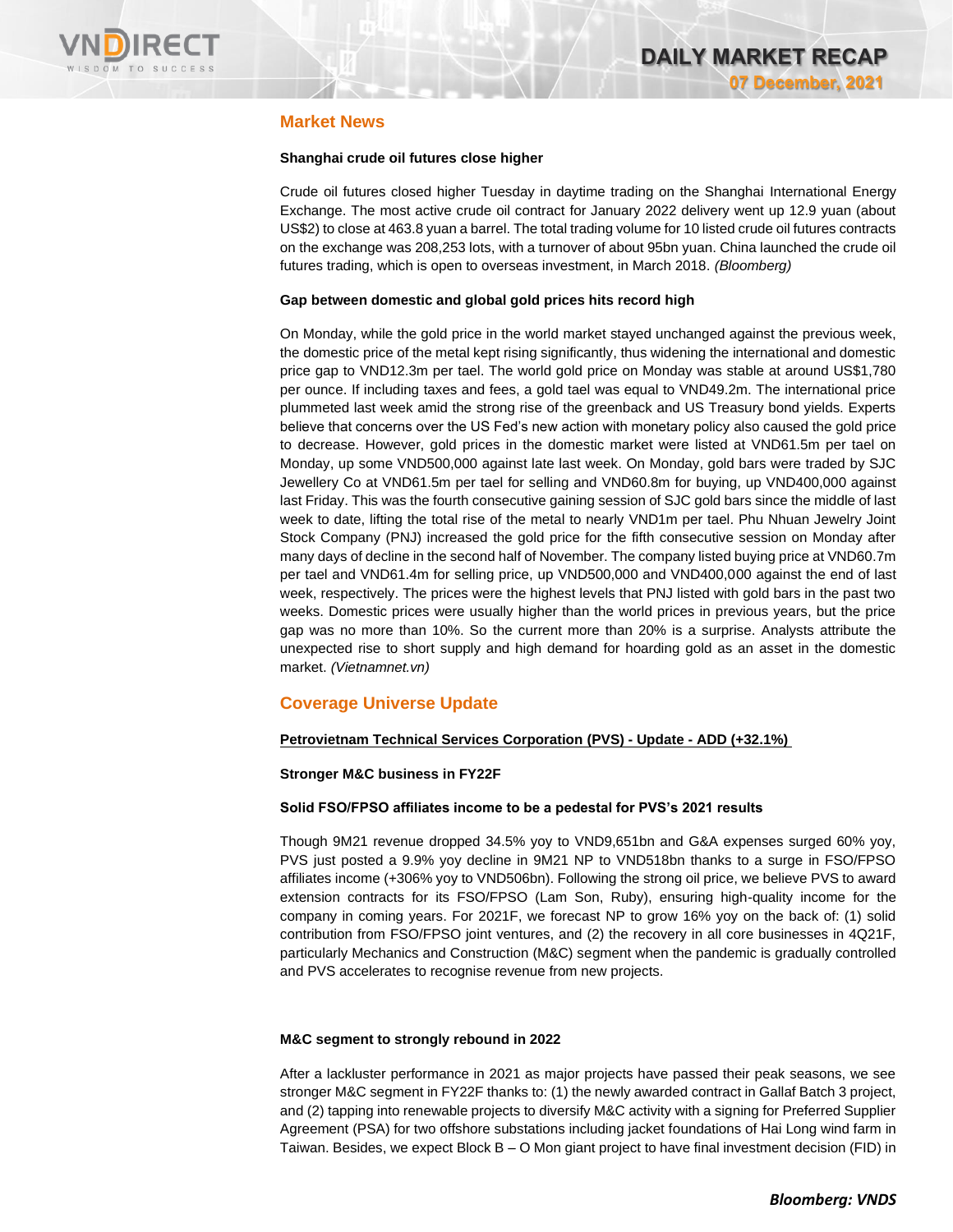## Market News

**Shanghai crude oil futures close higher**

Crude oil futures closed higher Tuesday in daytime trading on the Shanghai International Energy Exchange. The most active crude oil contract for January 2022 delivery went up 12.9 yuan (about US$2) to close at 463.8 yuan a barrel. The total trading volume for 10 listed crude oil futures contracts on the exchange was 208,253 lots, with a turnover of about 95bn yuan. China launched the crude oil futures trading, which is open to overseas investment, in March 2018. *(Bloomberg)*

**Gap between domestic and global gold prices hits record high**

On Monday, while the gold price in the world market stayed unchanged against the previous week, the domestic price of the metal kept rising significantly, thus widening the international and domestic price gap to VND12.3m per tael. The world gold price on Monday was stable at around US$1,780 per ounce. If including taxes and fees, a gold tael was equal to VND49.2m. The international price plummeted last week amid the strong rise of the greenback and US Treasury bond yields. Experts believe that concerns over the US Fed's new action with monetary policy also caused the gold price to decrease. However, gold prices in the domestic market were listed at VND61.5m per tael on Monday, up some VND500,000 against late last week. On Monday, gold bars were traded by SJC Jewellery Co at VND61.5m per tael for selling and VND60.8m for buying, up VND400,000 against last Friday. This was the fourth consecutive gaining session of SJC gold bars since the middle of last week to date, lifting the total rise of the metal to nearly VND1m per tael. Phu Nhuan Jewelry Joint Stock Company (PNJ) increased the gold price for the fifth consecutive session on Monday after many days of decline in the second half of November. The company listed buying price at VND60.7m per tael and VND61.4m for selling price, up VND500,000 and VND400,000 against the end of last week, respectively. The prices were the highest levels that PNJ listed with gold bars in the past two weeks. Domestic prices were usually higher than the world prices in previous years, but the price gap was no more than 10%. So the current more than 20% is a surprise. Analysts attribute the unexpected rise to short supply and high demand for hoarding gold as an asset in the domestic market. *(Vietnamnet.vn)*

## Coverage Universe Update

**Petrovietnam Technical Services Corporation (PVS) - Update - ADD (+32.1%)**

**Stronger M&C business in FY22F**

**Solid FSO/FPSO affiliates income to be a pedestal for PVS's 2021 results**

Though 9M21 revenue dropped 34.5% yoy to VND9,651bn and G&A expenses surged 60% yoy, PVS just posted a 9.9% yoy decline in 9M21 NP to VND518bn thanks to a surge in FSO/FPSO affiliates income (+306% yoy to VND506bn). Following the strong oil price, we believe PVS to award extension contracts for its FSO/FPSO (Lam Son, Ruby), ensuring high-quality income for the company in coming years. For 2021F, we forecast NP to grow 16% yoy on the back of: (1) solid contribution from FSO/FPSO joint ventures, and (2) the recovery in all core businesses in 4Q21F, particularly Mechanics and Construction (M&C) segment when the pandemic is gradually controlled and PVS accelerates to recognise revenue from new projects.

**M&C segment to strongly rebound in 2022**

After a lackluster performance in 2021 as major projects have passed their peak seasons, we see stronger M&C segment in FY22F thanks to: (1) the newly awarded contract in Gallaf Batch 3 project, and (2) tapping into renewable projects to diversify M&C activity with a signing for Preferred Supplier Agreement (PSA) for two offshore substations including jacket foundations of Hai Long wind farm in Taiwan. Besides, we expect Block B – O Mon giant project to have final investment decision (FID) in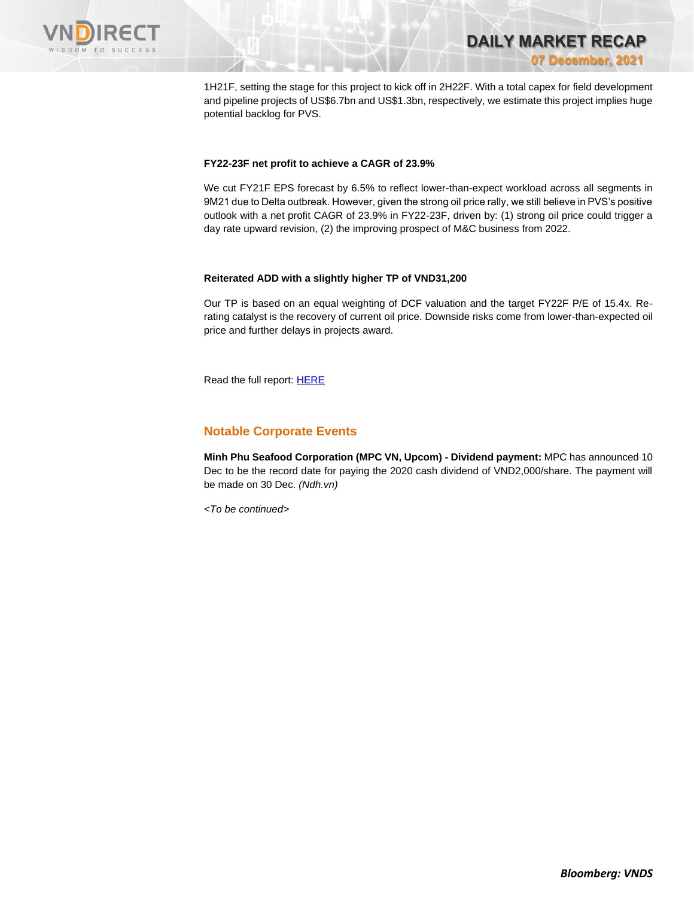1H21F, setting the stage for this project to kick off in 2H22F. With a total capex for field development and pipeline projects of US$6.7bn and US$1.3bn, respectively, we estimate this project implies huge potential backlog for PVS.

**FY22-23F net profit to achieve a CAGR of 23.9%**

We cut FY21F EPS forecast by 6.5% to reflect lower-than-expect workload across all segments in 9M21 due to Delta outbreak. However, given the strong oil price rally, we still believe in PVS's positive outlook with a net profit CAGR of 23.9% in FY22-23F, driven by: (1) strong oil price could trigger a day rate upward revision, (2) the improving prospect of M&C business from 2022.

**Reiterated ADD with a slightly higher TP of VND31,200**

Our TP is based on an equal weighting of DCF valuation and the target FY22F P/E of 15.4x. Re-rating catalyst is the recovery of current oil price. Downside risks come from lower-than-expected oil price and further delays in projects award.

Read the full report: HERE

## Notable Corporate Events

**Minh Phu Seafood Corporation (MPC VN, Upcom) - Dividend payment:** MPC has announced 10 Dec to be the record date for paying the 2020 cash dividend of VND2,000/share. The payment will be made on 30 Dec. *(Ndh.vn)*

*<To be continued>*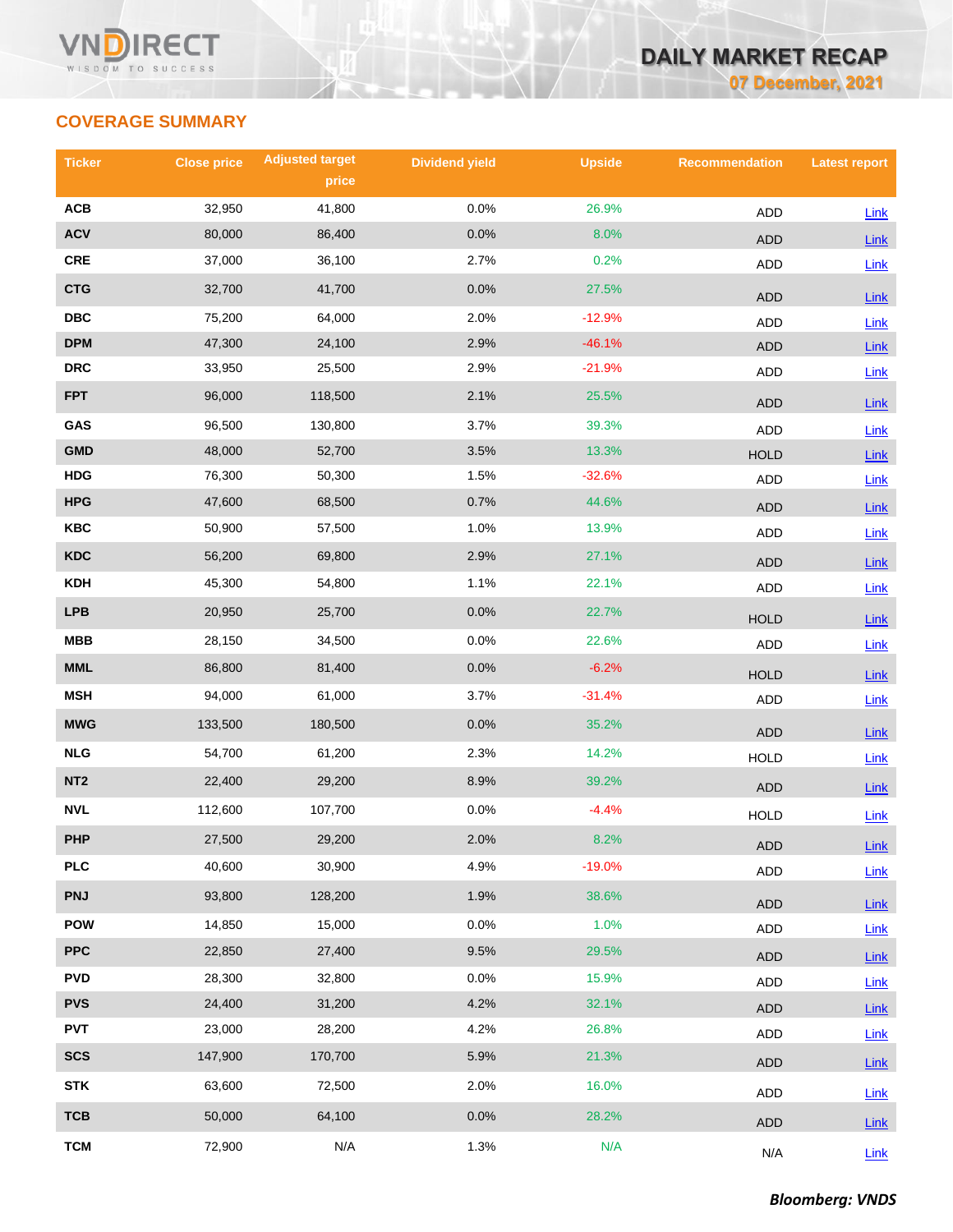## COVERAGE SUMMARY

| Ticker | Close price | Adjusted target price | Dividend yield | Upside | Recommendation | Latest report |
|---|---|---|---|---|---|---|
| ACB | 32,950 | 41,800 | 0.0% | 26.9% | ADD | Link |
| ACV | 80,000 | 86,400 | 0.0% | 8.0% | ADD | Link |
| CRE | 37,000 | 36,100 | 2.7% | 0.2% | ADD | Link |
| CTG | 32,700 | 41,700 | 0.0% | 27.5% | ADD | Link |
| DBC | 75,200 | 64,000 | 2.0% | -12.9% | ADD | Link |
| DPM | 47,300 | 24,100 | 2.9% | -46.1% | ADD | Link |
| DRC | 33,950 | 25,500 | 2.9% | -21.9% | ADD | Link |
| FPT | 96,000 | 118,500 | 2.1% | 25.5% | ADD | Link |
| GAS | 96,500 | 130,800 | 3.7% | 39.3% | ADD | Link |
| GMD | 48,000 | 52,700 | 3.5% | 13.3% | HOLD | Link |
| HDG | 76,300 | 50,300 | 1.5% | -32.6% | ADD | Link |
| HPG | 47,600 | 68,500 | 0.7% | 44.6% | ADD | Link |
| KBC | 50,900 | 57,500 | 1.0% | 13.9% | ADD | Link |
| KDC | 56,200 | 69,800 | 2.9% | 27.1% | ADD | Link |
| KDH | 45,300 | 54,800 | 1.1% | 22.1% | ADD | Link |
| LPB | 20,950 | 25,700 | 0.0% | 22.7% | HOLD | Link |
| MBB | 28,150 | 34,500 | 0.0% | 22.6% | ADD | Link |
| MML | 86,800 | 81,400 | 0.0% | -6.2% | HOLD | Link |
| MSH | 94,000 | 61,000 | 3.7% | -31.4% | ADD | Link |
| MWG | 133,500 | 180,500 | 0.0% | 35.2% | ADD | Link |
| NLG | 54,700 | 61,200 | 2.3% | 14.2% | HOLD | Link |
| NT2 | 22,400 | 29,200 | 8.9% | 39.2% | ADD | Link |
| NVL | 112,600 | 107,700 | 0.0% | -4.4% | HOLD | Link |
| PHP | 27,500 | 29,200 | 2.0% | 8.2% | ADD | Link |
| PLC | 40,600 | 30,900 | 4.9% | -19.0% | ADD | Link |
| PNJ | 93,800 | 128,200 | 1.9% | 38.6% | ADD | Link |
| POW | 14,850 | 15,000 | 0.0% | 1.0% | ADD | Link |
| PPC | 22,850 | 27,400 | 9.5% | 29.5% | ADD | Link |
| PVD | 28,300 | 32,800 | 0.0% | 15.9% | ADD | Link |
| PVS | 24,400 | 31,200 | 4.2% | 32.1% | ADD | Link |
| PVT | 23,000 | 28,200 | 4.2% | 26.8% | ADD | Link |
| SCS | 147,900 | 170,700 | 5.9% | 21.3% | ADD | Link |
| STK | 63,600 | 72,500 | 2.0% | 16.0% | ADD | Link |
| TCB | 50,000 | 64,100 | 0.0% | 28.2% | ADD | Link |
| TCM | 72,900 | N/A | 1.3% | N/A | N/A | Link |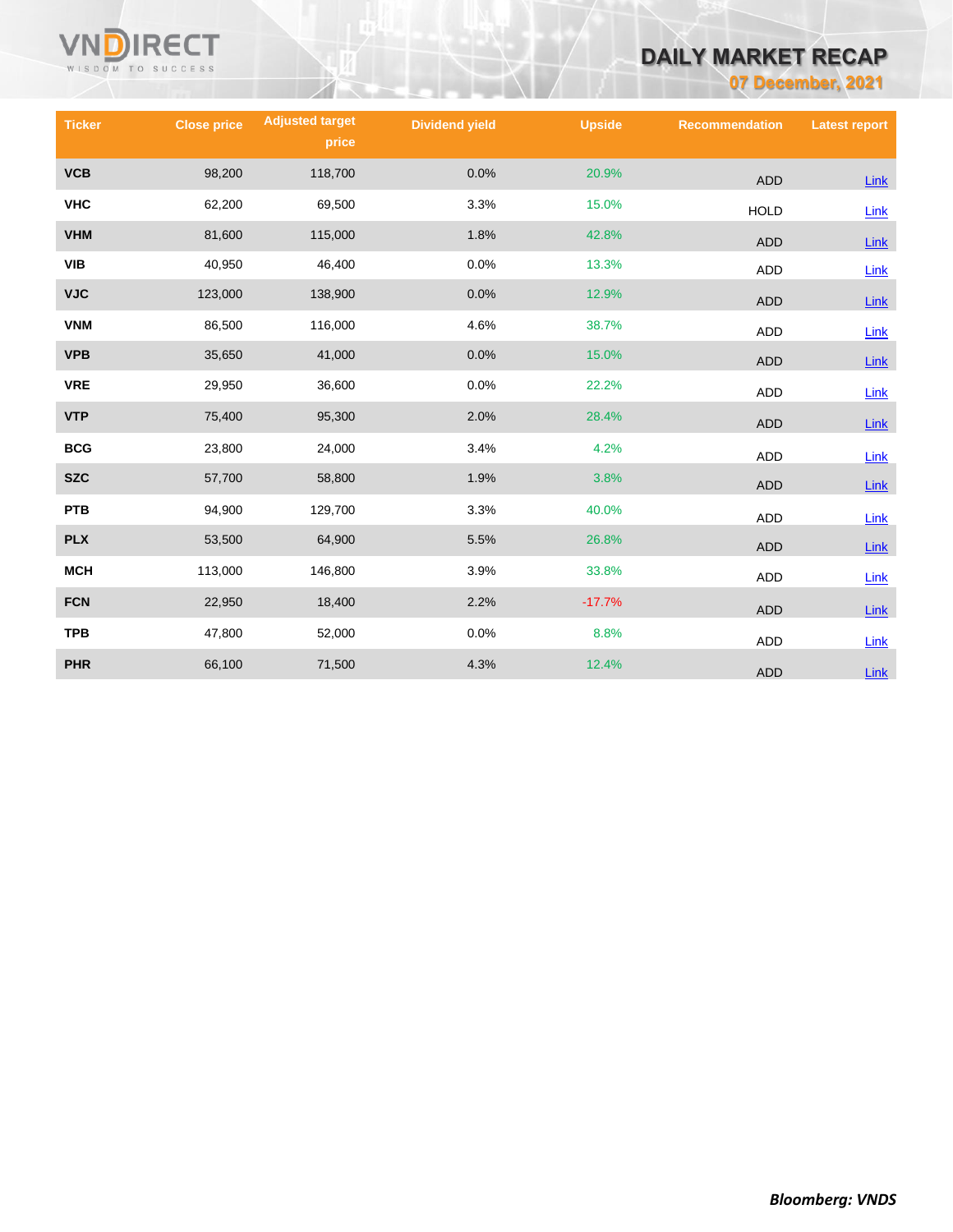| Ticker | Close price | Adjusted target price | Dividend yield | Upside | Recommendation | Latest report |
|---|---|---|---|---|---|---|
| VCB | 98,200 | 118,700 | 0.0% | 20.9% | ADD | Link |
| VHC | 62,200 | 69,500 | 3.3% | 15.0% | HOLD | Link |
| VHM | 81,600 | 115,000 | 1.8% | 42.8% | ADD | Link |
| VIB | 40,950 | 46,400 | 0.0% | 13.3% | ADD | Link |
| VJC | 123,000 | 138,900 | 0.0% | 12.9% | ADD | Link |
| VNM | 86,500 | 116,000 | 4.6% | 38.7% | ADD | Link |
| VPB | 35,650 | 41,000 | 0.0% | 15.0% | ADD | Link |
| VRE | 29,950 | 36,600 | 0.0% | 22.2% | ADD | Link |
| VTP | 75,400 | 95,300 | 2.0% | 28.4% | ADD | Link |
| BCG | 23,800 | 24,000 | 3.4% | 4.2% | ADD | Link |
| SZC | 57,700 | 58,800 | 1.9% | 3.8% | ADD | Link |
| PTB | 94,900 | 129,700 | 3.3% | 40.0% | ADD | Link |
| PLX | 53,500 | 64,900 | 5.5% | 26.8% | ADD | Link |
| MCH | 113,000 | 146,800 | 3.9% | 33.8% | ADD | Link |
| FCN | 22,950 | 18,400 | 2.2% | -17.7% | ADD | Link |
| TPB | 47,800 | 52,000 | 0.0% | 8.8% | ADD | Link |
| PHR | 66,100 | 71,500 | 4.3% | 12.4% | ADD | Link |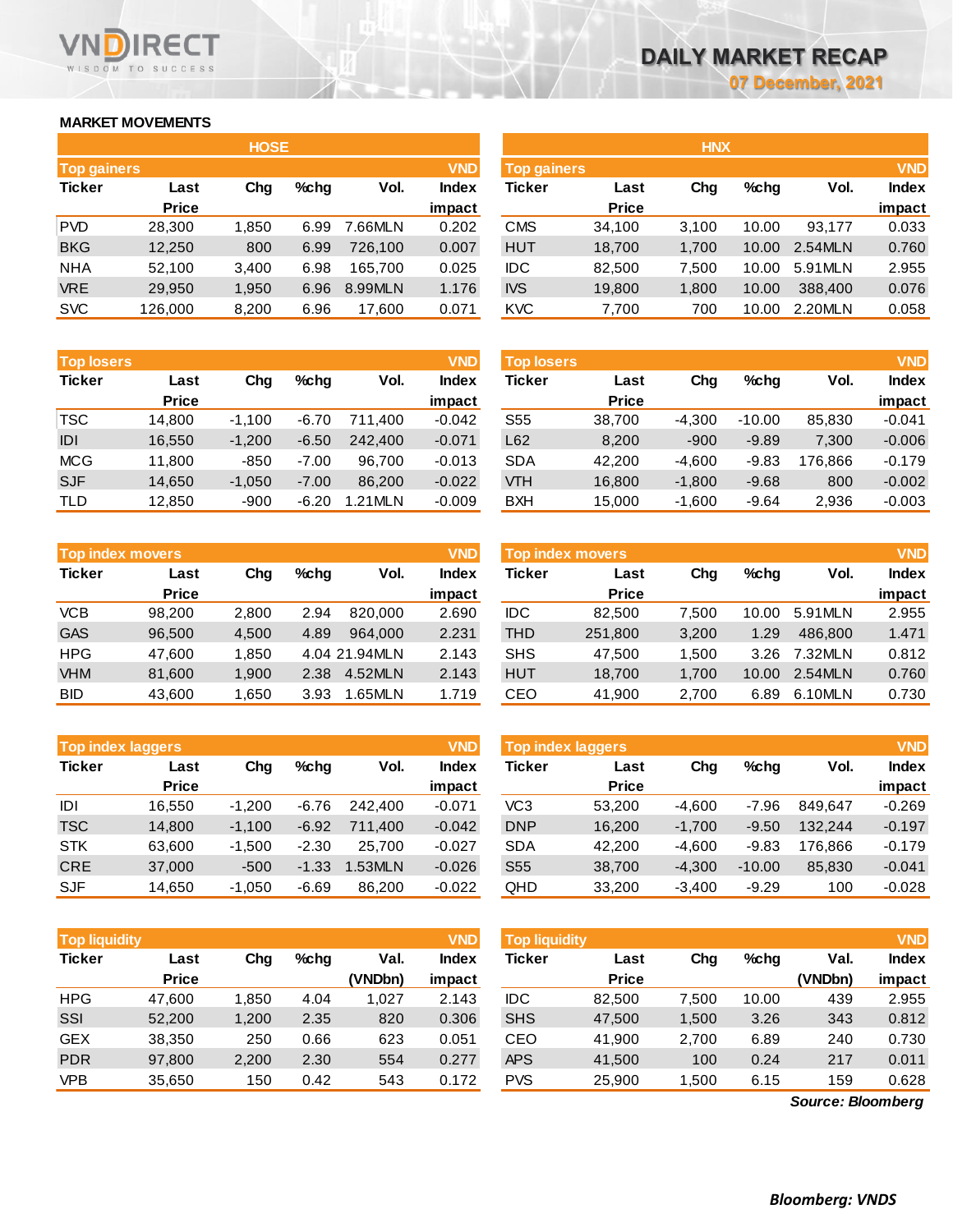# DAILY MARKET RECAP

07 December, 2021

## MARKET MOVEMENTS

### HOSE

| Top gainers | | | | | VND |
|---|---|---|---|---|---|
| Ticker | Last Price | Chg | %chg | Vol. | Index impact |
| PVD | 28,300 | 1,850 | 6.99 | 7.66MLN | 0.202 |
| BKG | 12,250 | 800 | 6.99 | 726,100 | 0.007 |
| NHA | 52,100 | 3,400 | 6.98 | 165,700 | 0.025 |
| VRE | 29,950 | 1,950 | 6.96 | 8.99MLN | 1.176 |
| SVC | 126,000 | 8,200 | 6.96 | 17,600 | 0.071 |

| Top losers | | | | | VND |
|---|---|---|---|---|---|
| Ticker | Last Price | Chg | %chg | Vol. | Index impact |
| TSC | 14,800 | -1,100 | -6.70 | 711,400 | -0.042 |
| IDI | 16,550 | -1,200 | -6.50 | 242,400 | -0.071 |
| MCG | 11,800 | -850 | -7.00 | 96,700 | -0.013 |
| SJF | 14,650 | -1,050 | -7.00 | 86,200 | -0.022 |
| TLD | 12,850 | -900 | -6.20 | 1.21MLN | -0.009 |

| Top index movers | | | | | VND |
|---|---|---|---|---|---|
| Ticker | Last Price | Chg | %chg | Vol. | Index impact |
| VCB | 98,200 | 2,800 | 2.94 | 820,000 | 2.690 |
| GAS | 96,500 | 4,500 | 4.89 | 964,000 | 2.231 |
| HPG | 47,600 | 1,850 | 4.04 | 21.94MLN | 2.143 |
| VHM | 81,600 | 1,900 | 2.38 | 4.52MLN | 2.143 |
| BID | 43,600 | 1,650 | 3.93 | 1.65MLN | 1.719 |

| Top index laggers | | | | | VND |
|---|---|---|---|---|---|
| Ticker | Last Price | Chg | %chg | Vol. | Index impact |
| IDI | 16,550 | -1,200 | -6.76 | 242,400 | -0.071 |
| TSC | 14,800 | -1,100 | -6.92 | 711,400 | -0.042 |
| STK | 63,600 | -1,500 | -2.30 | 25,700 | -0.027 |
| CRE | 37,000 | -500 | -1.33 | 1.53MLN | -0.026 |
| SJF | 14,650 | -1,050 | -6.69 | 86,200 | -0.022 |

| Top liquidity | | | | | VND |
|---|---|---|---|---|---|
| Ticker | Last Price | Chg | %chg | Val. (VNDbn) | Index impact |
| HPG | 47,600 | 1,850 | 4.04 | 1,027 | 2.143 |
| SSI | 52,200 | 1,200 | 2.35 | 820 | 0.306 |
| GEX | 38,350 | 250 | 0.66 | 623 | 0.051 |
| PDR | 97,800 | 2,200 | 2.30 | 554 | 0.277 |
| VPB | 35,650 | 150 | 0.42 | 543 | 0.172 |

### HNX

| Top gainers | | | | | VND |
|---|---|---|---|---|---|
| Ticker | Last Price | Chg | %chg | Vol. | Index impact |
| CMS | 34,100 | 3,100 | 10.00 | 93,177 | 0.033 |
| HUT | 18,700 | 1,700 | 10.00 | 2.54MLN | 0.760 |
| IDC | 82,500 | 7,500 | 10.00 | 5.91MLN | 2.955 |
| IVS | 19,800 | 1,800 | 10.00 | 388,400 | 0.076 |
| KVC | 7,700 | 700 | 10.00 | 2.20MLN | 0.058 |

| Top losers | | | | | VND |
|---|---|---|---|---|---|
| Ticker | Last Price | Chg | %chg | Vol. | Index impact |
| S55 | 38,700 | -4,300 | -10.00 | 85,830 | -0.041 |
| L62 | 8,200 | -900 | -9.89 | 7,300 | -0.006 |
| SDA | 42,200 | -4,600 | -9.83 | 176,866 | -0.179 |
| VTH | 16,800 | -1,800 | -9.68 | 800 | -0.002 |
| BXH | 15,000 | -1,600 | -9.64 | 2,936 | -0.003 |

| Top index movers | | | | | VND |
|---|---|---|---|---|---|
| Ticker | Last Price | Chg | %chg | Vol. | Index impact |
| IDC | 82,500 | 7,500 | 10.00 | 5.91MLN | 2.955 |
| THD | 251,800 | 3,200 | 1.29 | 486,800 | 1.471 |
| SHS | 47,500 | 1,500 | 3.26 | 7.32MLN | 0.812 |
| HUT | 18,700 | 1,700 | 10.00 | 2.54MLN | 0.760 |
| CEO | 41,900 | 2,700 | 6.89 | 6.10MLN | 0.730 |

| Top index laggers | | | | | VND |
|---|---|---|---|---|---|
| Ticker | Last Price | Chg | %chg | Vol. | Index impact |
| VC3 | 53,200 | -4,600 | -7.96 | 849,647 | -0.269 |
| DNP | 16,200 | -1,700 | -9.50 | 132,244 | -0.197 |
| SDA | 42,200 | -4,600 | -9.83 | 176,866 | -0.179 |
| S55 | 38,700 | -4,300 | -10.00 | 85,830 | -0.041 |
| QHD | 33,200 | -3,400 | -9.29 | 100 | -0.028 |

| Top liquidity | | | | | VND |
|---|---|---|---|---|---|
| Ticker | Last Price | Chg | %chg | Val. (VNDbn) | Index impact |
| IDC | 82,500 | 7,500 | 10.00 | 439 | 2.955 |
| SHS | 47,500 | 1,500 | 3.26 | 343 | 0.812 |
| CEO | 41,900 | 2,700 | 6.89 | 240 | 0.730 |
| APS | 41,500 | 100 | 0.24 | 217 | 0.011 |
| PVS | 25,900 | 1,500 | 6.15 | 159 | 0.628 |

*Source: Bloomberg*

***Bloomberg: VNDS***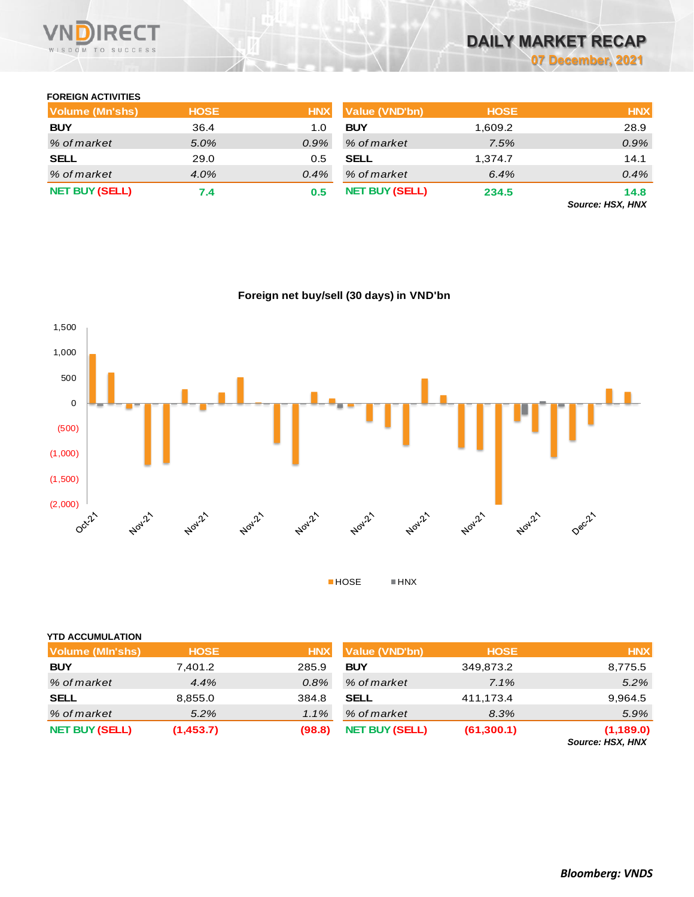## DAILY MARKET RECAP

**07 December, 2021**

### FOREIGN ACTIVITIES

| Volume (Mn'shs) | HOSE | HNX |
|---|---|---|
| **BUY** | 36.4 | 1.0 |
| *% of market* | *5.0%* | *0.9%* |
| **SELL** | 29.0 | 0.5 |
| *% of market* | *4.0%* | *0.4%* |
| **NET BUY (SELL)** | **7.4** | **0.5** |

| Value (VND'bn) | HOSE | HNX |
|---|---|---|
| **BUY** | 1,609.2 | 28.9 |
| *% of market* | *7.5%* | *0.9%* |
| **SELL** | 1,374.7 | 14.1 |
| *% of market* | *6.4%* | *0.4%* |
| **NET BUY (SELL)** | **234.5** | **14.8** |

***Source: HSX, HNX***

**Foreign net buy/sell (30 days) in VND'bn**

### YTD ACCUMULATION

| Volume (Mln'shs) | HOSE | HNX |
|---|---|---|
| **BUY** | 7,401.2 | 285.9 |
| *% of market* | *4.4%* | *0.8%* |
| **SELL** | 8,855.0 | 384.8 |
| *% of market* | *5.2%* | *1.1%* |
| **NET BUY (SELL)** | **(1,453.7)** | **(98.8)** |

| Value (VND'bn) | HOSE | HNX |
|---|---|---|
| **BUY** | 349,873.2 | 8,775.5 |
| *% of market* | *7.1%* | *5.2%* |
| **SELL** | 411,173.4 | 9,964.5 |
| *% of market* | *8.3%* | *5.9%* |
| **NET BUY (SELL)** | **(61,300.1)** | **(1,189.0)** |

***Source: HSX, HNX***

***Bloomberg: VNDS***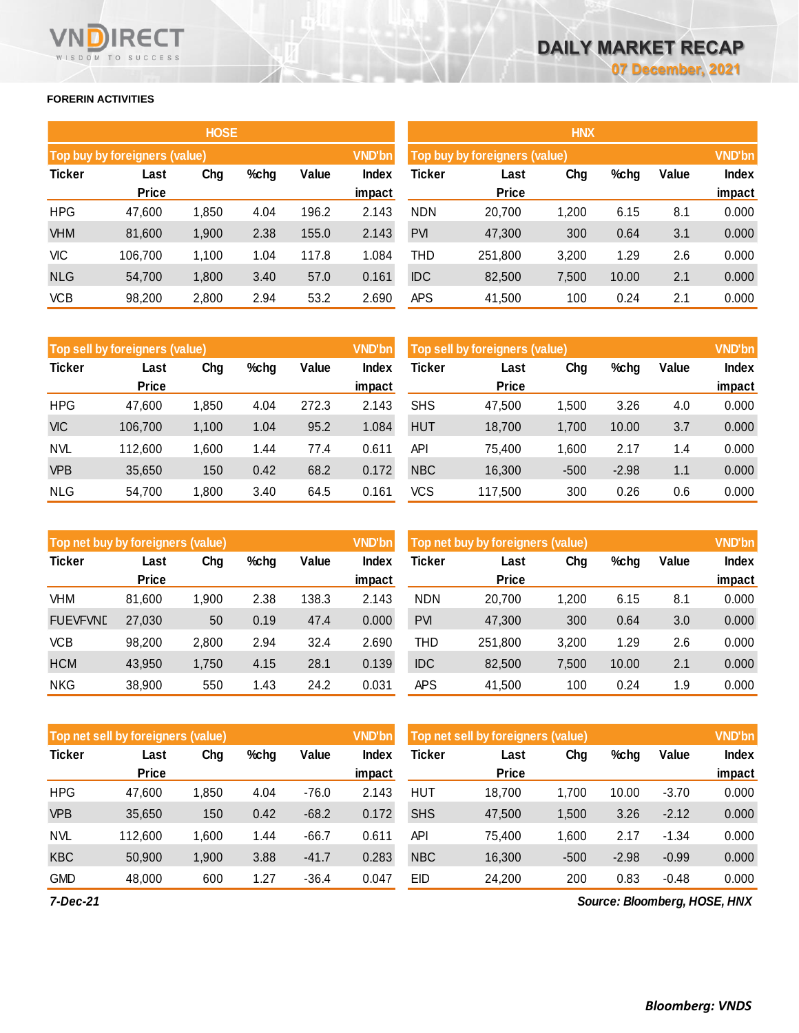## FORERIN ACTIVITIES

### HOSE

| Top buy by foreigners (value) | | | | | VND'bn |
|---|---|---|---|---|---|
| Ticker | Last Price | Chg | %chg | Value | Index impact |
| HPG | 47,600 | 1,850 | 4.04 | 196.2 | 2.143 |
| VHM | 81,600 | 1,900 | 2.38 | 155.0 | 2.143 |
| VIC | 106,700 | 1,100 | 1.04 | 117.8 | 1.084 |
| NLG | 54,700 | 1,800 | 3.40 | 57.0 | 0.161 |
| VCB | 98,200 | 2,800 | 2.94 | 53.2 | 2.690 |

| Top sell by foreigners (value) | | | | | VND'bn |
|---|---|---|---|---|---|
| Ticker | Last Price | Chg | %chg | Value | Index impact |
| HPG | 47,600 | 1,850 | 4.04 | 272.3 | 2.143 |
| VIC | 106,700 | 1,100 | 1.04 | 95.2 | 1.084 |
| NVL | 112,600 | 1,600 | 1.44 | 77.4 | 0.611 |
| VPB | 35,650 | 150 | 0.42 | 68.2 | 0.172 |
| NLG | 54,700 | 1,800 | 3.40 | 64.5 | 0.161 |

| Top net buy by foreigners (value) | | | | | VND'bn |
|---|---|---|---|---|---|
| Ticker | Last Price | Chg | %chg | Value | Index impact |
| VHM | 81,600 | 1,900 | 2.38 | 138.3 | 2.143 |
| FUEVFVND | 27,030 | 50 | 0.19 | 47.4 | 0.000 |
| VCB | 98,200 | 2,800 | 2.94 | 32.4 | 2.690 |
| HCM | 43,950 | 1,750 | 4.15 | 28.1 | 0.139 |
| NKG | 38,900 | 550 | 1.43 | 24.2 | 0.031 |

| Top net sell by foreigners (value) | | | | | VND'bn |
|---|---|---|---|---|---|
| Ticker | Last Price | Chg | %chg | Value | Index impact |
| HPG | 47,600 | 1,850 | 4.04 | -76.0 | 2.143 |
| VPB | 35,650 | 150 | 0.42 | -68.2 | 0.172 |
| NVL | 112,600 | 1,600 | 1.44 | -66.7 | 0.611 |
| KBC | 50,900 | 1,900 | 3.88 | -41.7 | 0.283 |
| GMD | 48,000 | 600 | 1.27 | -36.4 | 0.047 |

### HNX

| Top buy by foreigners (value) | | | | | VND'bn |
|---|---|---|---|---|---|
| Ticker | Last Price | Chg | %chg | Value | Index impact |
| NDN | 20,700 | 1,200 | 6.15 | 8.1 | 0.000 |
| PVI | 47,300 | 300 | 0.64 | 3.1 | 0.000 |
| THD | 251,800 | 3,200 | 1.29 | 2.6 | 0.000 |
| IDC | 82,500 | 7,500 | 10.00 | 2.1 | 0.000 |
| APS | 41,500 | 100 | 0.24 | 2.1 | 0.000 |

| Top sell by foreigners (value) | | | | | VND'bn |
|---|---|---|---|---|---|
| Ticker | Last Price | Chg | %chg | Value | Index impact |
| SHS | 47,500 | 1,500 | 3.26 | 4.0 | 0.000 |
| HUT | 18,700 | 1,700 | 10.00 | 3.7 | 0.000 |
| API | 75,400 | 1,600 | 2.17 | 1.4 | 0.000 |
| NBC | 16,300 | -500 | -2.98 | 1.1 | 0.000 |
| VCS | 117,500 | 300 | 0.26 | 0.6 | 0.000 |

| Top net buy by foreigners (value) | | | | | VND'bn |
|---|---|---|---|---|---|
| Ticker | Last Price | Chg | %chg | Value | Index impact |
| NDN | 20,700 | 1,200 | 6.15 | 8.1 | 0.000 |
| PVI | 47,300 | 300 | 0.64 | 3.0 | 0.000 |
| THD | 251,800 | 3,200 | 1.29 | 2.6 | 0.000 |
| IDC | 82,500 | 7,500 | 10.00 | 2.1 | 0.000 |
| APS | 41,500 | 100 | 0.24 | 1.9 | 0.000 |

| Top net sell by foreigners (value) | | | | | VND'bn |
|---|---|---|---|---|---|
| Ticker | Last Price | Chg | %chg | Value | Index impact |
| HUT | 18,700 | 1,700 | 10.00 | -3.70 | 0.000 |
| SHS | 47,500 | 1,500 | 3.26 | -2.12 | 0.000 |
| API | 75,400 | 1,600 | 2.17 | -1.34 | 0.000 |
| NBC | 16,300 | -500 | -2.98 | -0.99 | 0.000 |
| EID | 24,200 | 200 | 0.83 | -0.48 | 0.000 |

*7-Dec-21*

*Source: Bloomberg, HOSE, HNX*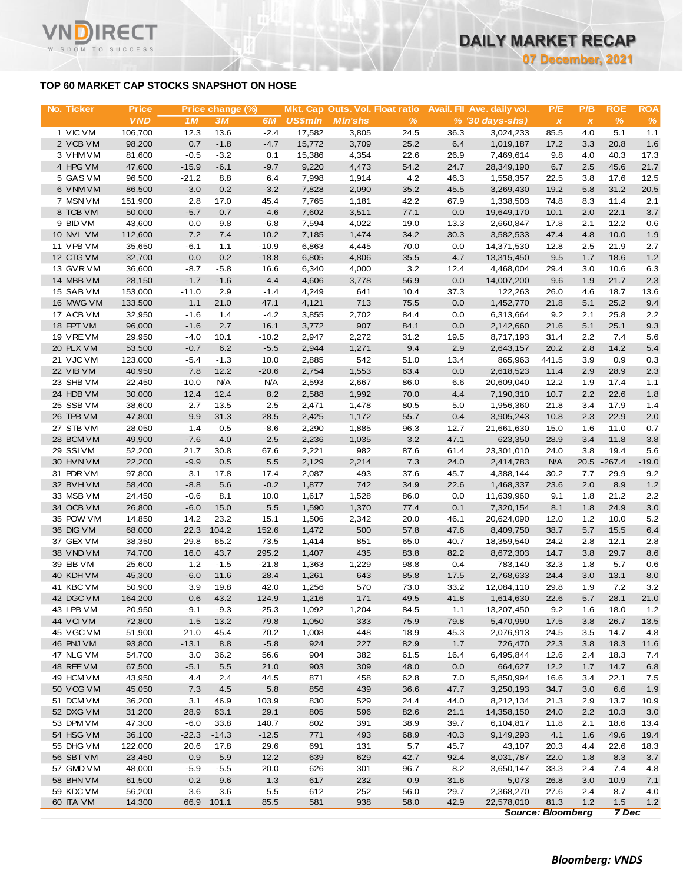## TOP 60 MARKET CAP STOCKS SNAPSHOT ON HOSE

| No. | Ticker | Price | Price change (%) | | | Mkt. Cap | Outs. Vol. | Float ratio | Avail. FII | Ave. daily vol. | P/E | P/B | ROE | ROA |
|---|---|---|---|---|---|---|---|---|---|---|---|---|---|---|
| | | VND | 1M | 3M | 6M | US$mln | Mln'shs | % | % | ('30 days-shs) | x | x | % | % |
| 1 | VIC VM | 106,700 | 12.3 | 13.6 | -2.4 | 17,582 | 3,805 | 24.5 | 36.3 | 3,024,233 | 85.5 | 4.0 | 5.1 | 1.1 |
| 2 | VCB VM | 98,200 | 0.7 | -1.8 | -4.7 | 15,772 | 3,709 | 25.2 | 6.4 | 1,019,187 | 17.2 | 3.3 | 20.8 | 1.6 |
| 3 | VHM VM | 81,600 | -0.5 | -3.2 | 0.1 | 15,386 | 4,354 | 22.6 | 26.9 | 7,469,614 | 9.8 | 4.0 | 40.3 | 17.3 |
| 4 | HPG VM | 47,600 | -15.9 | -6.1 | -9.7 | 9,220 | 4,473 | 54.2 | 24.7 | 28,349,190 | 6.7 | 2.5 | 45.6 | 21.7 |
| 5 | GAS VM | 96,500 | -21.2 | 8.8 | 6.4 | 7,998 | 1,914 | 4.2 | 46.3 | 1,558,357 | 22.5 | 3.8 | 17.6 | 12.5 |
| 6 | VNM VM | 86,500 | -3.0 | 0.2 | -3.2 | 7,828 | 2,090 | 35.2 | 45.5 | 3,269,430 | 19.2 | 5.8 | 31.2 | 20.5 |
| 7 | MSN VM | 151,900 | 2.8 | 17.0 | 45.4 | 7,765 | 1,181 | 42.2 | 67.9 | 1,338,503 | 74.8 | 8.3 | 11.4 | 2.1 |
| 8 | TCB VM | 50,000 | -5.7 | 0.7 | -4.6 | 7,602 | 3,511 | 77.1 | 0.0 | 19,649,170 | 10.1 | 2.0 | 22.1 | 3.7 |
| 9 | BID VM | 43,600 | 0.0 | 9.8 | -6.8 | 7,594 | 4,022 | 19.0 | 13.3 | 2,660,847 | 17.8 | 2.1 | 12.2 | 0.6 |
| 10 | NVL VM | 112,600 | 7.2 | 7.4 | 10.2 | 7,185 | 1,474 | 34.2 | 30.3 | 3,582,533 | 47.4 | 4.8 | 10.0 | 1.9 |
| 11 | VPB VM | 35,650 | -6.1 | 1.1 | -10.9 | 6,863 | 4,445 | 70.0 | 0.0 | 14,371,530 | 12.8 | 2.5 | 21.9 | 2.7 |
| 12 | CTG VM | 32,700 | 0.0 | 0.2 | -18.8 | 6,805 | 4,806 | 35.5 | 4.7 | 13,315,450 | 9.5 | 1.7 | 18.6 | 1.2 |
| 13 | GVR VM | 36,600 | -8.7 | -5.8 | 16.6 | 6,340 | 4,000 | 3.2 | 12.4 | 4,468,004 | 29.4 | 3.0 | 10.6 | 6.3 |
| 14 | MBB VM | 28,150 | -1.7 | -1.6 | -4.4 | 4,606 | 3,778 | 56.9 | 0.0 | 14,007,200 | 9.6 | 1.9 | 21.7 | 2.3 |
| 15 | SAB VM | 153,000 | -11.0 | 2.9 | -1.4 | 4,249 | 641 | 10.4 | 37.3 | 122,263 | 26.0 | 4.6 | 18.7 | 13.6 |
| 16 | MWG VM | 133,500 | 1.1 | 21.0 | 47.1 | 4,121 | 713 | 75.5 | 0.0 | 1,452,770 | 21.8 | 5.1 | 25.2 | 9.4 |
| 17 | ACB VM | 32,950 | -1.6 | 1.4 | -4.2 | 3,855 | 2,702 | 84.4 | 0.0 | 6,313,664 | 9.2 | 2.1 | 25.8 | 2.2 |
| 18 | FPT VM | 96,000 | -1.6 | 2.7 | 16.1 | 3,772 | 907 | 84.1 | 0.0 | 2,142,660 | 21.6 | 5.1 | 25.1 | 9.3 |
| 19 | VRE VM | 29,950 | -4.0 | 10.1 | -10.2 | 2,947 | 2,272 | 31.2 | 19.5 | 8,717,193 | 31.4 | 2.2 | 7.4 | 5.6 |
| 20 | PLX VM | 53,500 | -0.7 | 6.2 | -5.5 | 2,944 | 1,271 | 9.4 | 2.9 | 2,643,157 | 20.2 | 2.8 | 14.2 | 5.4 |
| 21 | VJC VM | 123,000 | -5.4 | -1.3 | 10.0 | 2,885 | 542 | 51.0 | 13.4 | 865,963 | 441.5 | 3.9 | 0.9 | 0.3 |
| 22 | VIB VM | 40,950 | 7.8 | 12.2 | -20.6 | 2,754 | 1,553 | 63.4 | 0.0 | 2,618,523 | 11.4 | 2.9 | 28.9 | 2.3 |
| 23 | SHB VM | 22,450 | -10.0 | N/A | N/A | 2,593 | 2,667 | 86.0 | 6.6 | 20,609,040 | 12.2 | 1.9 | 17.4 | 1.1 |
| 24 | HDB VM | 30,000 | 12.4 | 12.4 | 8.2 | 2,588 | 1,992 | 70.0 | 4.4 | 7,190,310 | 10.7 | 2.2 | 22.6 | 1.8 |
| 25 | SSB VM | 38,600 | 2.7 | 13.5 | 2.5 | 2,471 | 1,478 | 80.5 | 5.0 | 1,956,360 | 21.8 | 3.4 | 17.9 | 1.4 |
| 26 | TPB VM | 47,800 | 9.9 | 31.3 | 28.5 | 2,425 | 1,172 | 55.7 | 0.4 | 3,905,243 | 10.8 | 2.3 | 22.9 | 2.0 |
| 27 | STB VM | 28,050 | 1.4 | 0.5 | -8.6 | 2,290 | 1,885 | 96.3 | 12.7 | 21,661,630 | 15.0 | 1.6 | 11.0 | 0.7 |
| 28 | BCM VM | 49,900 | -7.6 | 4.0 | -2.5 | 2,236 | 1,035 | 3.2 | 47.1 | 623,350 | 28.9 | 3.4 | 11.8 | 3.8 |
| 29 | SSI VM | 52,200 | 21.7 | 30.8 | 67.6 | 2,221 | 982 | 87.6 | 61.4 | 23,301,010 | 24.0 | 3.8 | 19.4 | 5.6 |
| 30 | HVN VM | 22,200 | -9.9 | 0.5 | 5.5 | 2,129 | 2,214 | 7.3 | 24.0 | 2,414,783 | N/A | 20.5 | -267.4 | -19.0 |
| 31 | PDR VM | 97,800 | 3.1 | 17.8 | 17.4 | 2,087 | 493 | 37.6 | 45.7 | 4,388,144 | 30.2 | 7.7 | 29.9 | 9.2 |
| 32 | BVH VM | 58,400 | -8.8 | 5.6 | -0.2 | 1,877 | 742 | 34.9 | 22.6 | 1,468,337 | 23.6 | 2.0 | 8.9 | 1.2 |
| 33 | MSB VM | 24,450 | -0.6 | 8.1 | 10.0 | 1,617 | 1,528 | 86.0 | 0.0 | 11,639,960 | 9.1 | 1.8 | 21.2 | 2.2 |
| 34 | OCB VM | 26,800 | -6.0 | 15.0 | 5.5 | 1,590 | 1,370 | 77.4 | 0.1 | 7,320,154 | 8.1 | 1.8 | 24.9 | 3.0 |
| 35 | POW VM | 14,850 | 14.2 | 23.2 | 15.1 | 1,506 | 2,342 | 20.0 | 46.1 | 20,624,090 | 12.0 | 1.2 | 10.0 | 5.2 |
| 36 | DIG VM | 68,000 | 22.3 | 104.2 | 152.6 | 1,472 | 500 | 57.8 | 47.6 | 8,409,750 | 38.7 | 5.7 | 15.5 | 6.4 |
| 37 | GEX VM | 38,350 | 29.8 | 65.2 | 73.5 | 1,414 | 851 | 65.0 | 40.7 | 18,359,540 | 24.2 | 2.8 | 12.1 | 2.8 |
| 38 | VND VM | 74,700 | 16.0 | 43.7 | 295.2 | 1,407 | 435 | 83.8 | 82.2 | 8,672,303 | 14.7 | 3.8 | 29.7 | 8.6 |
| 39 | EIB VM | 25,600 | 1.2 | -1.5 | -21.8 | 1,363 | 1,229 | 98.8 | 0.4 | 783,140 | 32.3 | 1.8 | 5.7 | 0.6 |
| 40 | KDH VM | 45,300 | -6.0 | 11.6 | 28.4 | 1,261 | 643 | 85.8 | 17.5 | 2,768,633 | 24.4 | 3.0 | 13.1 | 8.0 |
| 41 | KBC VM | 50,900 | 3.9 | 19.8 | 42.0 | 1,256 | 570 | 73.0 | 33.2 | 12,084,110 | 29.8 | 1.9 | 7.2 | 3.2 |
| 42 | DGC VM | 164,200 | 0.6 | 43.2 | 124.9 | 1,216 | 171 | 49.5 | 41.8 | 1,614,630 | 22.6 | 5.7 | 28.1 | 21.0 |
| 43 | LPB VM | 20,950 | -9.1 | -9.3 | -25.3 | 1,092 | 1,204 | 84.5 | 1.1 | 13,207,450 | 9.2 | 1.6 | 18.0 | 1.2 |
| 44 | VCI VM | 72,800 | 1.5 | 13.2 | 79.8 | 1,050 | 333 | 75.9 | 79.8 | 5,470,990 | 17.5 | 3.8 | 26.7 | 13.5 |
| 45 | VGC VM | 51,900 | 21.0 | 45.4 | 70.2 | 1,008 | 448 | 18.9 | 45.3 | 2,076,913 | 24.5 | 3.5 | 14.7 | 4.8 |
| 46 | PNJ VM | 93,800 | -13.1 | 8.8 | -5.8 | 924 | 227 | 82.9 | 1.7 | 726,470 | 22.3 | 3.8 | 18.3 | 11.6 |
| 47 | NLG VM | 54,700 | 3.0 | 36.2 | 56.6 | 904 | 382 | 61.5 | 16.4 | 6,495,844 | 12.6 | 2.4 | 18.3 | 7.4 |
| 48 | REE VM | 67,500 | -5.1 | 5.5 | 21.0 | 903 | 309 | 48.0 | 0.0 | 664,627 | 12.2 | 1.7 | 14.7 | 6.8 |
| 49 | HCM VM | 43,950 | 4.4 | 2.4 | 44.5 | 871 | 458 | 62.8 | 7.0 | 5,850,994 | 16.6 | 3.4 | 22.1 | 7.5 |
| 50 | VCG VM | 45,050 | 7.3 | 4.5 | 5.8 | 856 | 439 | 36.6 | 47.7 | 3,250,193 | 34.7 | 3.0 | 6.6 | 1.9 |
| 51 | DCM VM | 36,200 | 3.1 | 46.9 | 103.9 | 830 | 529 | 24.4 | 44.0 | 8,212,134 | 21.3 | 2.9 | 13.7 | 10.9 |
| 52 | DXG VM | 31,200 | 28.9 | 63.1 | 29.1 | 805 | 596 | 82.6 | 21.1 | 14,358,150 | 24.0 | 2.2 | 10.3 | 3.0 |
| 53 | DPM VM | 47,300 | -6.0 | 33.8 | 140.7 | 802 | 391 | 38.9 | 39.7 | 6,104,817 | 11.8 | 2.1 | 18.6 | 13.4 |
| 54 | HSG VM | 36,100 | -22.3 | -14.3 | -12.5 | 771 | 493 | 68.9 | 40.3 | 9,149,293 | 4.1 | 1.6 | 49.6 | 19.4 |
| 55 | DHG VM | 122,000 | 20.6 | 17.8 | 29.6 | 691 | 131 | 5.7 | 45.7 | 43,107 | 20.3 | 4.4 | 22.6 | 18.3 |
| 56 | SBT VM | 23,450 | 0.9 | 5.9 | 12.2 | 639 | 629 | 42.7 | 92.4 | 8,031,787 | 22.0 | 1.8 | 8.3 | 3.7 |
| 57 | GMD VM | 48,000 | -5.9 | -5.5 | 20.0 | 626 | 301 | 96.7 | 8.2 | 3,650,147 | 33.3 | 2.4 | 7.4 | 4.8 |
| 58 | BHN VM | 61,500 | -0.2 | 9.6 | 1.3 | 617 | 232 | 0.9 | 31.6 | 5,073 | 26.8 | 3.0 | 10.9 | 7.1 |
| 59 | KDC VM | 56,200 | 3.6 | 3.6 | 5.5 | 612 | 252 | 56.0 | 29.7 | 2,368,270 | 27.6 | 2.4 | 8.7 | 4.0 |
| 60 | ITA VM | 14,300 | 66.9 | 101.1 | 85.5 | 581 | 938 | 58.0 | 42.9 | 22,578,010 | 81.3 | 1.2 | 1.5 | 1.2 |

*Source: Bloomberg* *7 Dec*

*Bloomberg: VNDS*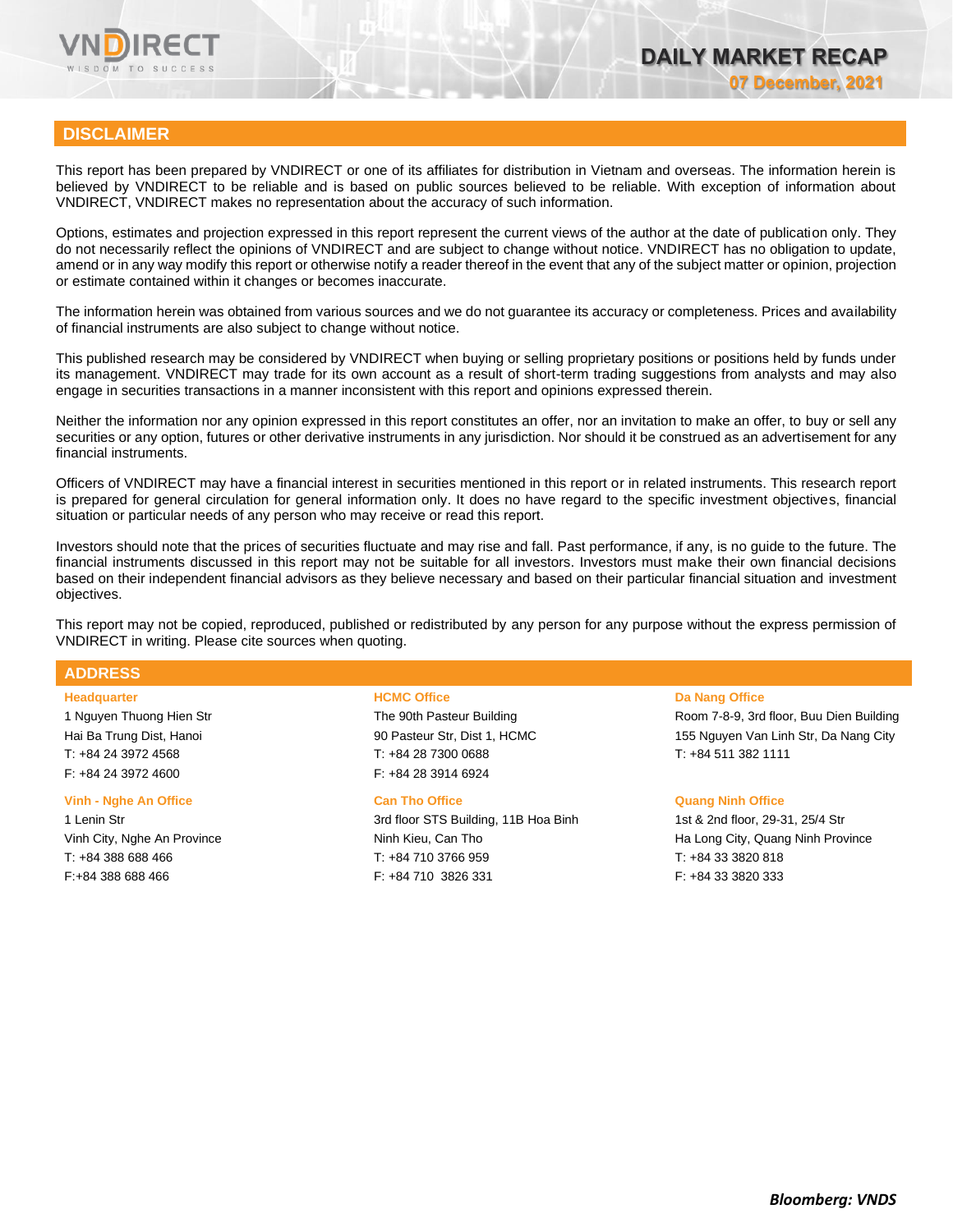## DISCLAIMER

This report has been prepared by VNDIRECT or one of its affiliates for distribution in Vietnam and overseas. The information herein is believed by VNDIRECT to be reliable and is based on public sources believed to be reliable. With exception of information about VNDIRECT, VNDIRECT makes no representation about the accuracy of such information.

Options, estimates and projection expressed in this report represent the current views of the author at the date of publication only. They do not necessarily reflect the opinions of VNDIRECT and are subject to change without notice. VNDIRECT has no obligation to update, amend or in any way modify this report or otherwise notify a reader thereof in the event that any of the subject matter or opinion, projection or estimate contained within it changes or becomes inaccurate.

The information herein was obtained from various sources and we do not guarantee its accuracy or completeness. Prices and availability of financial instruments are also subject to change without notice.

This published research may be considered by VNDIRECT when buying or selling proprietary positions or positions held by funds under its management. VNDIRECT may trade for its own account as a result of short-term trading suggestions from analysts and may also engage in securities transactions in a manner inconsistent with this report and opinions expressed therein.

Neither the information nor any opinion expressed in this report constitutes an offer, nor an invitation to make an offer, to buy or sell any securities or any option, futures or other derivative instruments in any jurisdiction. Nor should it be construed as an advertisement for any financial instruments.

Officers of VNDIRECT may have a financial interest in securities mentioned in this report or in related instruments. This research report is prepared for general circulation for general information only. It does no have regard to the specific investment objectives, financial situation or particular needs of any person who may receive or read this report.

Investors should note that the prices of securities fluctuate and may rise and fall. Past performance, if any, is no guide to the future. The financial instruments discussed in this report may not be suitable for all investors. Investors must make their own financial decisions based on their independent financial advisors as they believe necessary and based on their particular financial situation and investment objectives.

This report may not be copied, reproduced, published or redistributed by any person for any purpose without the express permission of VNDIRECT in writing. Please cite sources when quoting.

## ADDRESS

**Headquarter**
1 Nguyen Thuong Hien Str
Hai Ba Trung Dist, Hanoi
T: +84 24 3972 4568
F: +84 24 3972 4600

**HCMC Office**
The 90th Pasteur Building
90 Pasteur Str, Dist 1, HCMC
T: +84 28 7300 0688
F: +84 28 3914 6924

**Da Nang Office**
Room 7-8-9, 3rd floor, Buu Dien Building
155 Nguyen Van Linh Str, Da Nang City
T: +84 511 382 1111

**Vinh - Nghe An Office**
1 Lenin Str
Vinh City, Nghe An Province
T: +84 388 688 466
F:+84 388 688 466

**Can Tho Office**
3rd floor STS Building, 11B Hoa Binh
Ninh Kieu, Can Tho
T: +84 710 3766 959
F: +84 710 3826 331

**Quang Ninh Office**
1st & 2nd floor, 29-31, 25/4 Str
Ha Long City, Quang Ninh Province
T: +84 33 3820 818
F: +84 33 3820 333